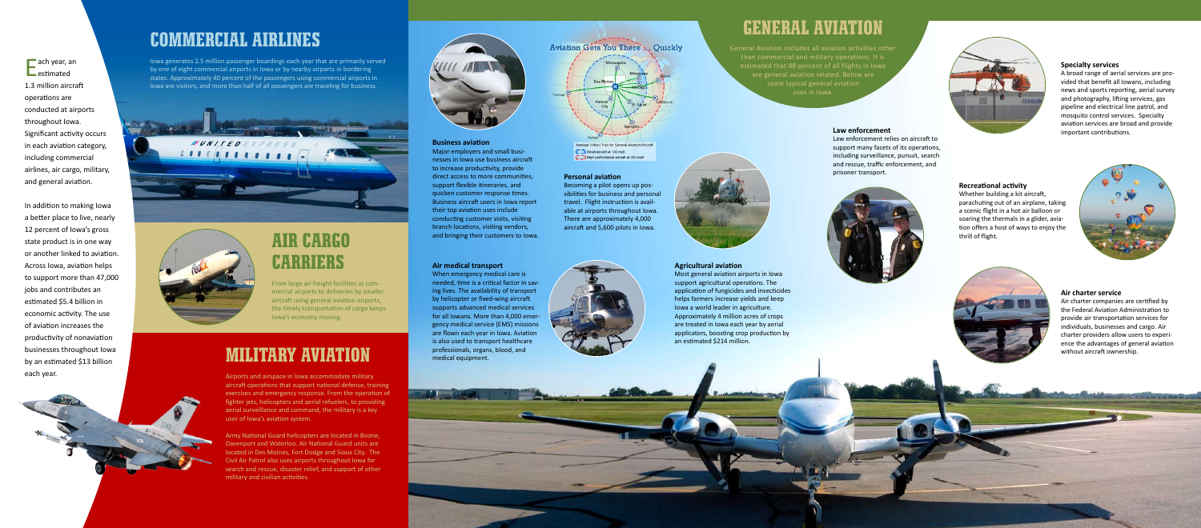Each year, an estimated 1.3 million aircraft operations are conducted at airports throughout Iowa. Significant activity occurs in each aviation category, including commercial airlines, air cargo, military, and general aviation.

In addition to making Iowa a better place to live, nearly 12 percent of Iowa's gross state product is in one way or another linked to aviation. Across Iowa, aviation helps to support more than 47,000 jobs and contributes an estimated $5.4 billion in economic activity. The use of aviation increases the productivity of nonaviation businesses throughout Iowa by an estimated $13 billion each year.

## COMMERCIAL AIRLINES

Iowa generates 2.5 million passenger boardings each year that are primarily served by one of eight commercial airports in Iowa or by nearby airports in bordering states. Approximately 40 percent of the passengers using commercial airports in Iowa are visitors, and more than half of all passengers are traveling for business.

## AIR CARGO CARRIERS

From large air freight facilities at commercial airports to deliveries by smaller aircraft using general aviation airports, the timely transportation of cargo keeps Iowa's economy moving.

## MILITARY AVIATION

Airports and airspace in Iowa accommodate military aircraft operations that support national defense, training exercises and emergency response. From the operation of fighter jets, helicopters and aerial refuelers, to providing aerial surveillance and command, the military is a key user of Iowa's aviation system.

Army National Guard helicopters are located in Boone, Davenport and Waterloo. Air National Guard units are located in Des Moines, Fort Dodge and Sioux City. The Civil Air Patrol also uses airports throughout Iowa for search and rescue, disaster relief, and support of other military and civilian activities.

## GENERAL AVIATION

General Aviation includes all aviation activities other than commercial and military operations. It is estimated that 88 percent of all flights in Iowa are general aviation related. Below are some typical general aviation uses in Iowa.

Aviation Gets You There ... Quickly

Average 3-Hour Trips for General Aviation Aircraft
Small aircraft at 100 mph
High performance aircraft at 300 mph

### Business aviation

Major employers and small businesses in Iowa use business aircraft to increase productivity, provide direct access to more communities, support flexible itineraries, and quicken customer response times. Business aircraft users in Iowa report their top aviation uses include conducting customer visits, visiting branch locations, visiting vendors, and bringing their customers to Iowa.

### Personal aviation

Becoming a pilot opens up possibilities for business and personal travel. Flight instruction is available at airports throughout Iowa. There are approximately 4,000 aircraft and 5,600 pilots in Iowa.

### Air medical transport

When emergency medical care is needed, time is a critical factor in saving lives. The availability of transport by helicopter or fixed-wing aircraft supports advanced medical services for all Iowans. More than 4,000 emergency medical service (EMS) missions are flown each year in Iowa. Aviation is also used to transport healthcare professionals, organs, blood, and medical equipment.

### Agricultural aviation

Most general aviation airports in Iowa support agricultural operations. The application of fungicides and insecticides helps farmers increase yields and keep Iowa a world leader in agriculture. Approximately 4 million acres of crops are treated in Iowa each year by aerial applicators, boosting crop production by an estimated $214 million.

### Law enforcement

Law enforcement relies on aircraft to support many facets of its operations, including surveillance, pursuit, search and rescue, traffic enforcement, and prisoner transport.

### Specialty services

A broad range of aerial services are provided that benefit all Iowans, including news and sports reporting, aerial survey and photography, lifting services, gas pipeline and electrical line patrol, and mosquito control services. Specialty aviation services are broad and provide important contributions.

### Recreational activity

Whether building a kit aircraft, parachuting out of an airplane, taking a scenic flight in a hot air balloon or soaring the thermals in a glider, aviation offers a host of ways to enjoy the thrill of flight.

### Air charter service

Air charter companies are certified by the Federal Aviation Administration to provide air transportation services for individuals, businesses and cargo. Air charter providers allow users to experience the advantages of general aviation without aircraft ownership.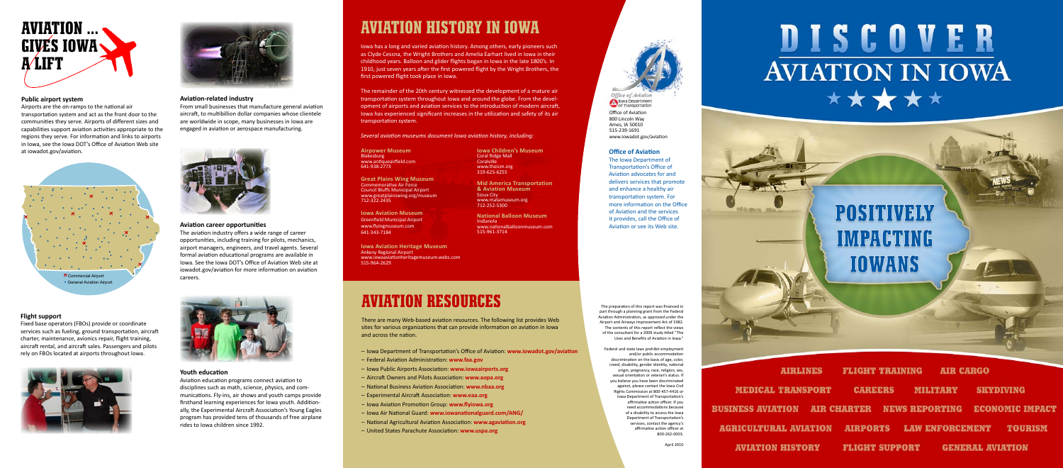# AVIATION ... GIVES IOWA A LIFT

### Public airport system

Airports are the on-ramps to the national air transportation system and act as the front door to the communities they serve. Airports of different sizes and capabilities support aviation activities appropriate to the regions they serve. For information and links to airports in Iowa, see the Iowa DOT's Office of Aviation Web site at iowadot.gov/aviation.

✕ Commercial Airport
+ General Aviation Airport

### Flight support

Fixed base operators (FBOs) provide or coordinate services such as fueling, ground transportation, aircraft charter, maintenance, avionics repair, flight training, aircraft rental, and aircraft sales. Passengers and pilots rely on FBOs located at airports throughout Iowa.

### Aviation-related industry

From small businesses that manufacture general aviation aircraft, to multibillion dollar companies whose clientele are worldwide in scope, many businesses in Iowa are engaged in aviation or aerospace manufacturing.

### Aviation career opportunities

The aviation industry offers a wide range of career opportunities, including training for pilots, mechanics, airport managers, engineers, and travel agents. Several formal aviation educational programs are available in Iowa. See the Iowa DOT's Office of Aviation Web site at iowadot.gov/aviation for more information on aviation careers.

### Youth education

Aviation education programs connect aviation to disciplines such as math, science, physics, and communications. Fly-ins, air shows and youth camps provide firsthand learning experiences for Iowa youth. Additionally, the Experimental Aircraft Association's Young Eagles program has provided tens of thousands of free airplane rides to Iowa children since 1992.

# AVIATION HISTORY IN IOWA

Iowa has a long and varied aviation history. Among others, early pioneers such as Clyde Cessna, the Wright Brothers and Amelia Earhart lived in Iowa in their childhood years. Balloon and glider flights began in Iowa in the late 1800's. In 1910, just seven years after the first powered flight by the Wright Brothers, the first powered flight took place in Iowa.

The remainder of the 20th century witnessed the development of a mature air transportation system throughout Iowa and around the globe. From the development of airports and aviation services to the introduction of modern aircraft, Iowa has experienced significant increases in the utilization and safety of its air transportation system.

*Several aviation museums document Iowa aviation history, including:*

**Airpower Museum**
Blakesburg
www.antiqueairfield.com
641-938-2773

**Great Plains Wing Museum**
Commemorative Air Force
Council Bluffs Municipal Airport
www.greatplainswing.org/museum
712-322-2435

**Iowa Aviation Museum**
Greenfield Municipal Airport
www.flyingmuseum.com
641-343-7184

**Iowa Aviation Heritage Museum**
Ankeny Regional Airport
www.iowaaviationheritagemuseum.webs.com
515-964-2629

**Iowa Children's Museum**
Coral Ridge Mall
Coralville
www.theicm.org
319-625-6255

**Mid America Transportation & Aviation Museum**
Sioux City
www.matamuseum.org
712-252-5300

**National Balloon Museum**
Indianola
www.nationalballoonmuseum.com
515-961-3714

# AVIATION RESOURCES

There are many Web-based aviation resources. The following list provides Web sites for various organizations that can provide information on aviation in Iowa and across the nation.

– Iowa Department of Transportation's Office of Aviation: **www.iowadot.gov/aviation**
– Federal Aviation Administration: **www.faa.gov**
– Iowa Public Airports Association: **www.iowaairports.org**
– Aircraft Owners and Pilots Association: **www.aopa.org**
– National Business Aviation Association: **www.nbaa.org**
– Experimental Aircraft Association: **www.eaa.org**
– Iowa Aviation Promotion Group: **www.flyiowa.org**
– Iowa Air National Guard: **www.iowanationalguard.com/ANG/**
– National Agricultural Aviation Association: **www.agaviation.org**
– United States Parachute Association: **www.uspa.org**

Office of Aviation
Iowa Department of Transportation

Office of Aviation
800 Lincoln Way
Ames, IA 50010
515-239-1691
www.iowadot.gov/aviation

### Office of Aviation

The Iowa Department of Transportation's Office of Aviation advocates for and delivers services that promote and enhance a healthy air transportation system. For more information on the Office of Aviation and the services it provides, call the Office of Aviation or see its Web site.

The preparation of this report was financed in part through a planning grant from the Federal Aviation Administration, as approved under the Airport and Airways Improvement Act of 1982. The contents of this report reflect the views of the consultant for a 2009 study titled "The Uses and Benefits of Aviation in Iowa."

Federal and state laws prohibit employment and/or public accommodation discrimination on the basis of age, color, creed, disability, gender identity, national origin, pregnancy, race, religion, sex, sexual orientation or veteran's status. If you believe you have been discriminated against, please contact the Iowa Civil Rights Commission at 800-457-4416 or Iowa Department of Transportation's affirmative action officer. If you need accommodations because of a disability to access the Iowa Department of Transportation's services, contact the agency's affirmative action officer at 800-262-0003.

April 2010

# DISCOVER AVIATION IN IOWA

## POSITIVELY IMPACTING IOWANS

AIRLINES FLIGHT TRAINING AIR CARGO
MEDICAL TRANSPORT CAREERS MILITARY SKYDIVING
BUSINESS AVIATION AIR CHARTER NEWS REPORTING ECONOMIC IMPACT
AGRICULTURAL AVIATION AIRPORTS LAW ENFORCEMENT TOURISM
AVIATION HISTORY FLIGHT SUPPORT GENERAL AVIATION